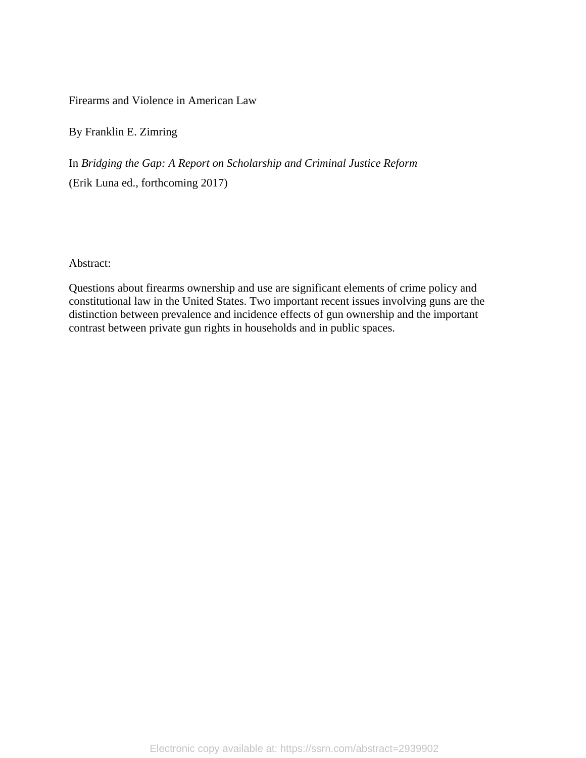# Firearms and Violence in American Law

By Franklin E. Zimring

In *Bridging the Gap: A Report on Scholarship and Criminal Justice Reform*
(Erik Luna ed., forthcoming 2017)

Abstract:

Questions about firearms ownership and use are significant elements of crime policy and constitutional law in the United States. Two important recent issues involving guns are the distinction between prevalence and incidence effects of gun ownership and the important contrast between private gun rights in households and in public spaces.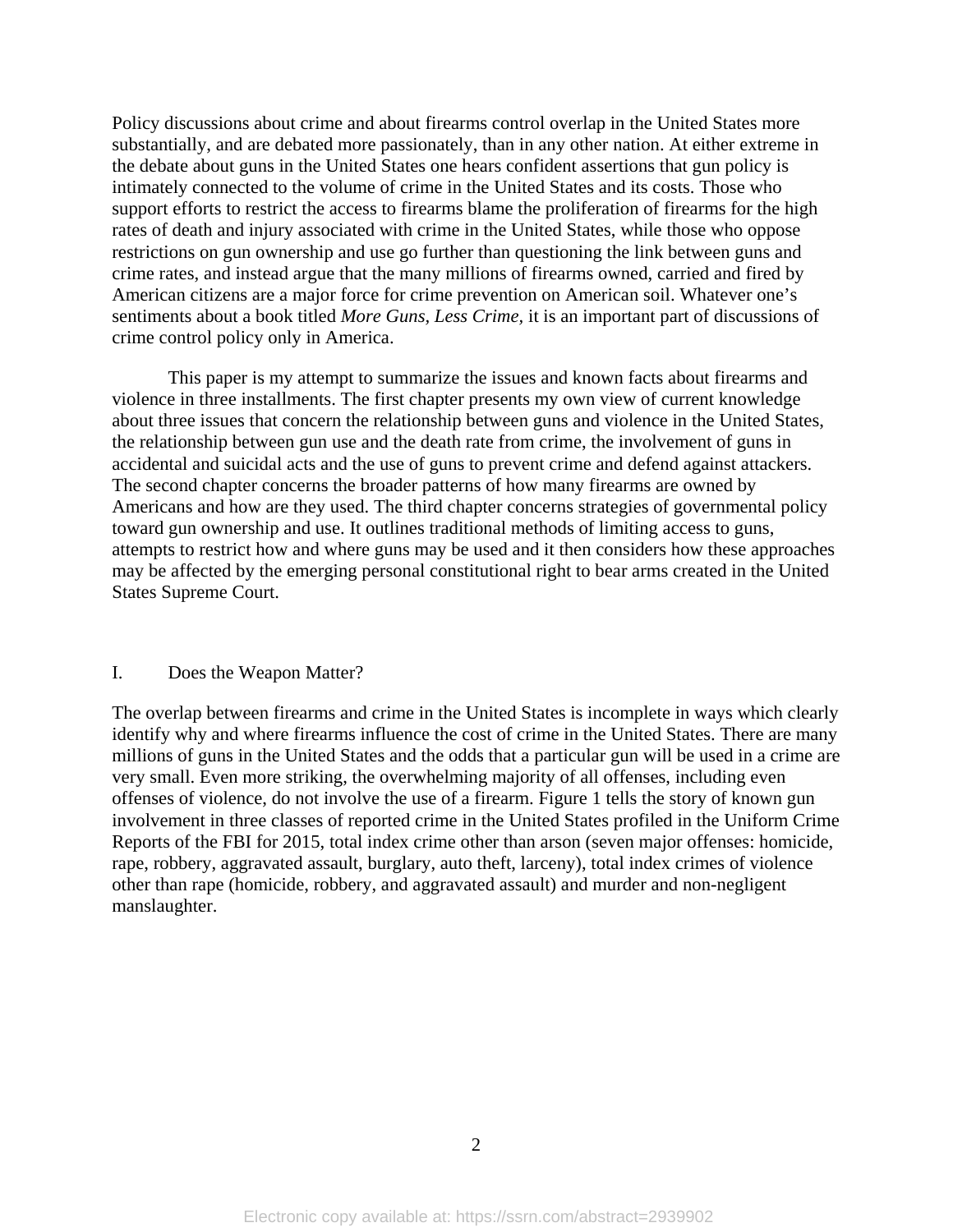Policy discussions about crime and about firearms control overlap in the United States more substantially, and are debated more passionately, than in any other nation. At either extreme in the debate about guns in the United States one hears confident assertions that gun policy is intimately connected to the volume of crime in the United States and its costs. Those who support efforts to restrict the access to firearms blame the proliferation of firearms for the high rates of death and injury associated with crime in the United States, while those who oppose restrictions on gun ownership and use go further than questioning the link between guns and crime rates, and instead argue that the many millions of firearms owned, carried and fired by American citizens are a major force for crime prevention on American soil. Whatever one's sentiments about a book titled *More Guns, Less Crime*, it is an important part of discussions of crime control policy only in America.

This paper is my attempt to summarize the issues and known facts about firearms and violence in three installments. The first chapter presents my own view of current knowledge about three issues that concern the relationship between guns and violence in the United States, the relationship between gun use and the death rate from crime, the involvement of guns in accidental and suicidal acts and the use of guns to prevent crime and defend against attackers. The second chapter concerns the broader patterns of how many firearms are owned by Americans and how are they used. The third chapter concerns strategies of governmental policy toward gun ownership and use. It outlines traditional methods of limiting access to guns, attempts to restrict how and where guns may be used and it then considers how these approaches may be affected by the emerging personal constitutional right to bear arms created in the United States Supreme Court.

## I. Does the Weapon Matter?

The overlap between firearms and crime in the United States is incomplete in ways which clearly identify why and where firearms influence the cost of crime in the United States. There are many millions of guns in the United States and the odds that a particular gun will be used in a crime are very small. Even more striking, the overwhelming majority of all offenses, including even offenses of violence, do not involve the use of a firearm. Figure 1 tells the story of known gun involvement in three classes of reported crime in the United States profiled in the Uniform Crime Reports of the FBI for 2015, total index crime other than arson (seven major offenses: homicide, rape, robbery, aggravated assault, burglary, auto theft, larceny), total index crimes of violence other than rape (homicide, robbery, and aggravated assault) and murder and non-negligent manslaughter.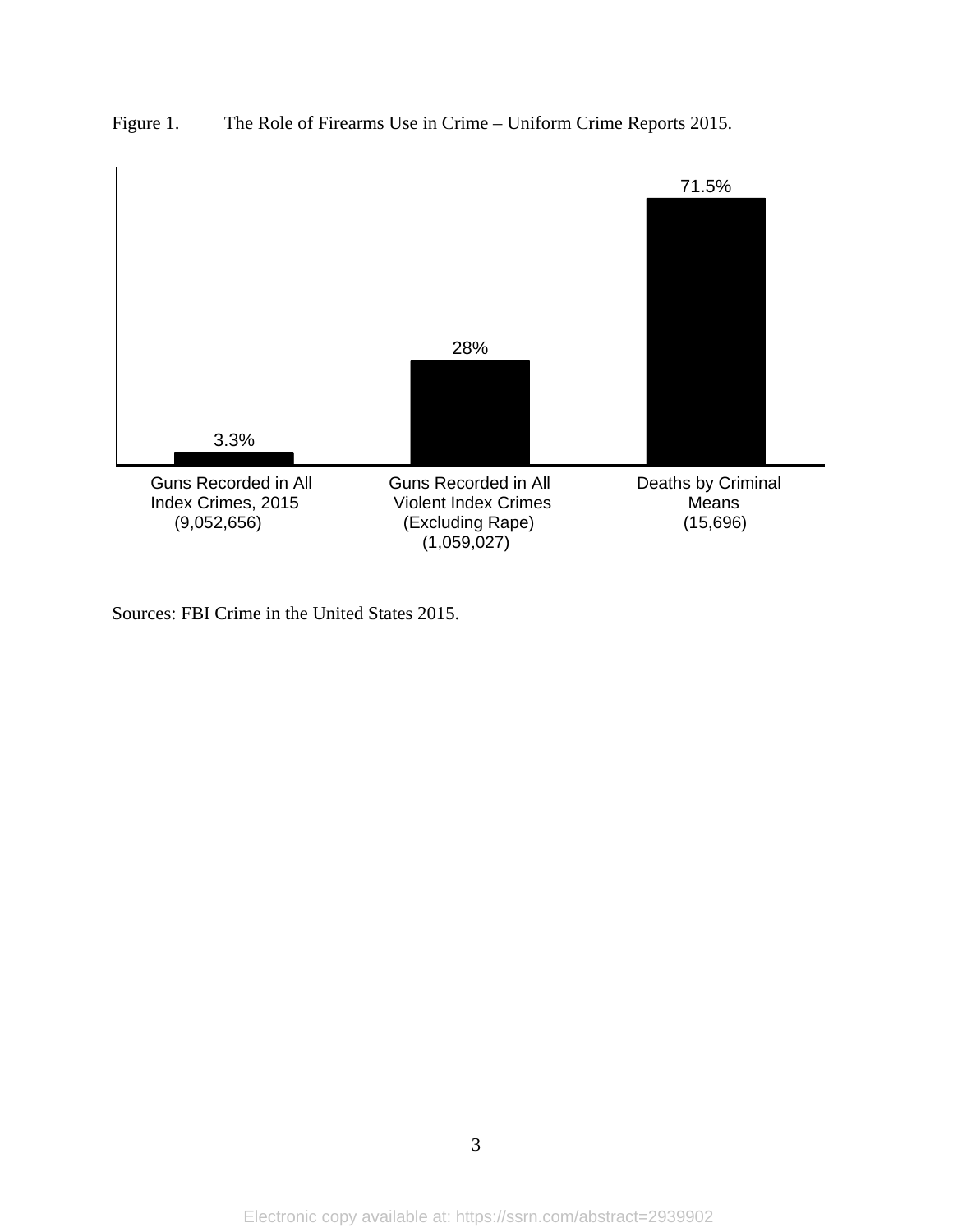Figure 1. The Role of Firearms Use in Crime – Uniform Crime Reports 2015.

| | Guns Recorded in All Index Crimes, 2015 (9,052,656) | Guns Recorded in All Violent Index Crimes (Excluding Rape) (1,059,027) | Deaths by Criminal Means (15,696) |
|---|---|---|---|
| Percent | 3.3% | 28% | 71.5% |

Sources: FBI Crime in the United States 2015.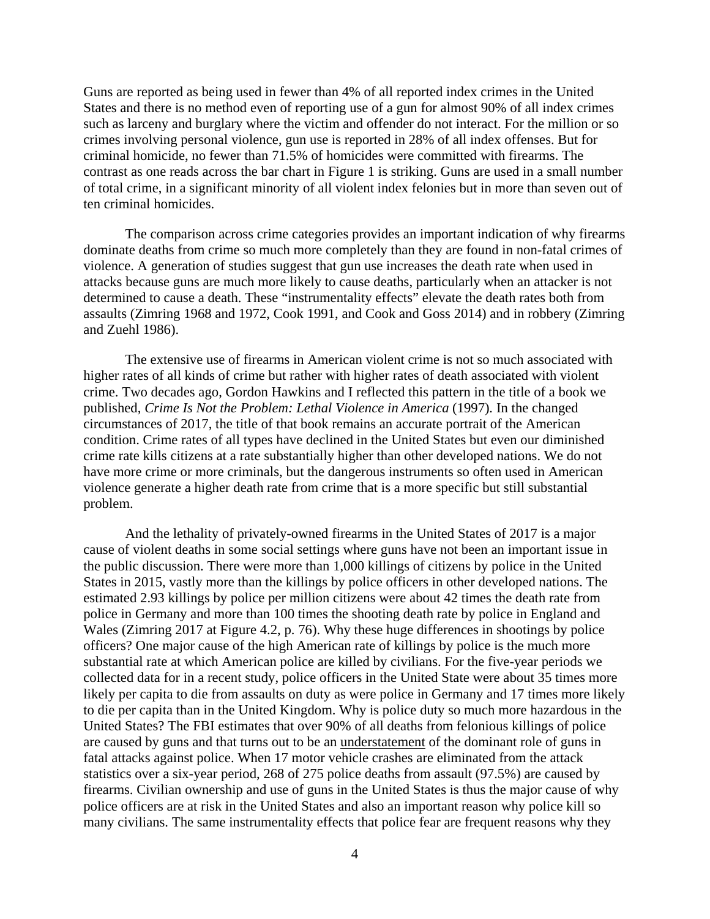Guns are reported as being used in fewer than 4% of all reported index crimes in the United States and there is no method even of reporting use of a gun for almost 90% of all index crimes such as larceny and burglary where the victim and offender do not interact. For the million or so crimes involving personal violence, gun use is reported in 28% of all index offenses. But for criminal homicide, no fewer than 71.5% of homicides were committed with firearms. The contrast as one reads across the bar chart in Figure 1 is striking. Guns are used in a small number of total crime, in a significant minority of all violent index felonies but in more than seven out of ten criminal homicides.

The comparison across crime categories provides an important indication of why firearms dominate deaths from crime so much more completely than they are found in non-fatal crimes of violence. A generation of studies suggest that gun use increases the death rate when used in attacks because guns are much more likely to cause deaths, particularly when an attacker is not determined to cause a death. These "instrumentality effects" elevate the death rates both from assaults (Zimring 1968 and 1972, Cook 1991, and Cook and Goss 2014) and in robbery (Zimring and Zuehl 1986).

The extensive use of firearms in American violent crime is not so much associated with higher rates of all kinds of crime but rather with higher rates of death associated with violent crime. Two decades ago, Gordon Hawkins and I reflected this pattern in the title of a book we published, *Crime Is Not the Problem: Lethal Violence in America* (1997). In the changed circumstances of 2017, the title of that book remains an accurate portrait of the American condition. Crime rates of all types have declined in the United States but even our diminished crime rate kills citizens at a rate substantially higher than other developed nations. We do not have more crime or more criminals, but the dangerous instruments so often used in American violence generate a higher death rate from crime that is a more specific but still substantial problem.

And the lethality of privately-owned firearms in the United States of 2017 is a major cause of violent deaths in some social settings where guns have not been an important issue in the public discussion. There were more than 1,000 killings of citizens by police in the United States in 2015, vastly more than the killings by police officers in other developed nations. The estimated 2.93 killings by police per million citizens were about 42 times the death rate from police in Germany and more than 100 times the shooting death rate by police in England and Wales (Zimring 2017 at Figure 4.2, p. 76). Why these huge differences in shootings by police officers? One major cause of the high American rate of killings by police is the much more substantial rate at which American police are killed by civilians. For the five-year periods we collected data for in a recent study, police officers in the United State were about 35 times more likely per capita to die from assaults on duty as were police in Germany and 17 times more likely to die per capita than in the United Kingdom. Why is police duty so much more hazardous in the United States? The FBI estimates that over 90% of all deaths from felonious killings of police are caused by guns and that turns out to be an <u>understatement</u> of the dominant role of guns in fatal attacks against police. When 17 motor vehicle crashes are eliminated from the attack statistics over a six-year period, 268 of 275 police deaths from assault (97.5%) are caused by firearms. Civilian ownership and use of guns in the United States is thus the major cause of why police officers are at risk in the United States and also an important reason why police kill so many civilians. The same instrumentality effects that police fear are frequent reasons why they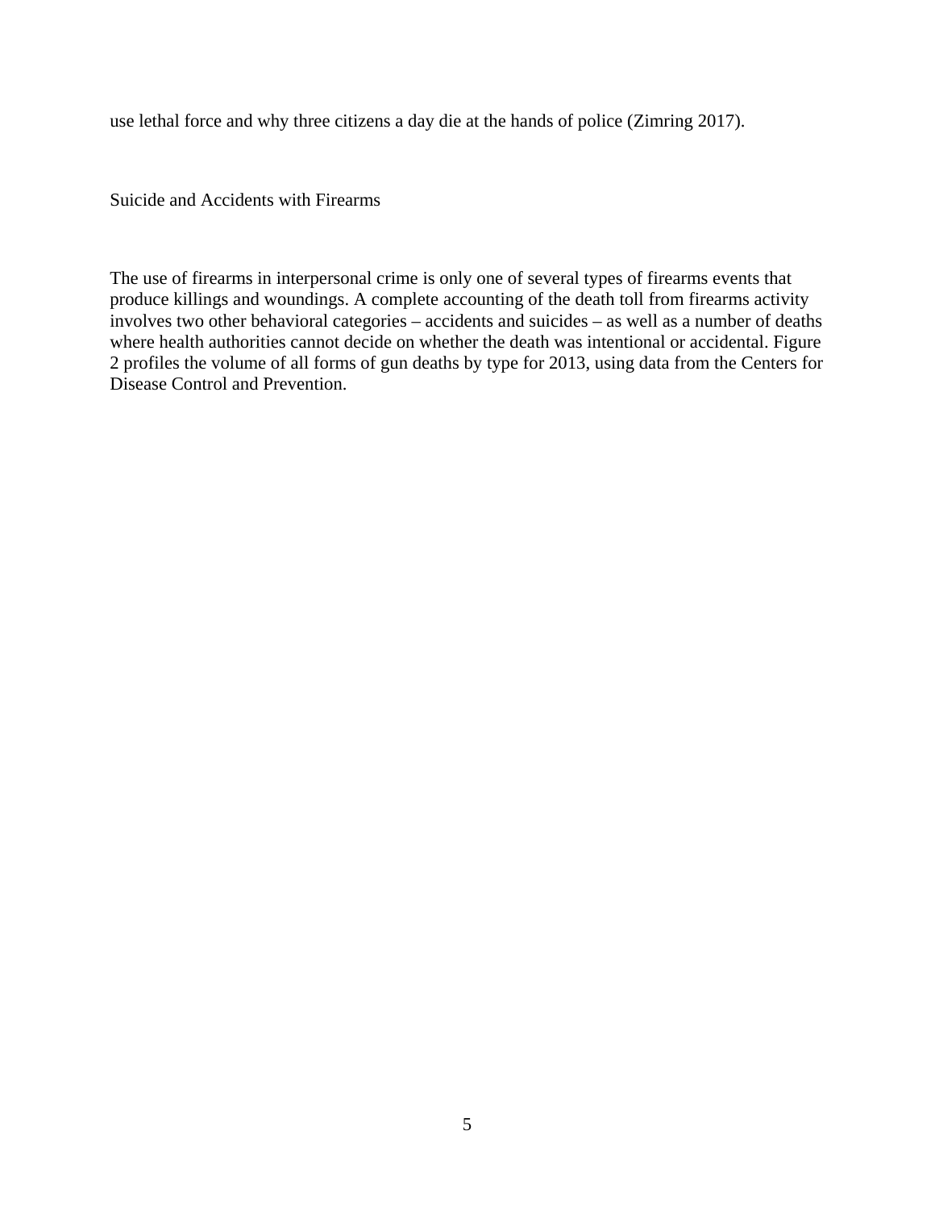use lethal force and why three citizens a day die at the hands of police (Zimring 2017).

## Suicide and Accidents with Firearms

The use of firearms in interpersonal crime is only one of several types of firearms events that produce killings and woundings. A complete accounting of the death toll from firearms activity involves two other behavioral categories – accidents and suicides – as well as a number of deaths where health authorities cannot decide on whether the death was intentional or accidental. Figure 2 profiles the volume of all forms of gun deaths by type for 2013, using data from the Centers for Disease Control and Prevention.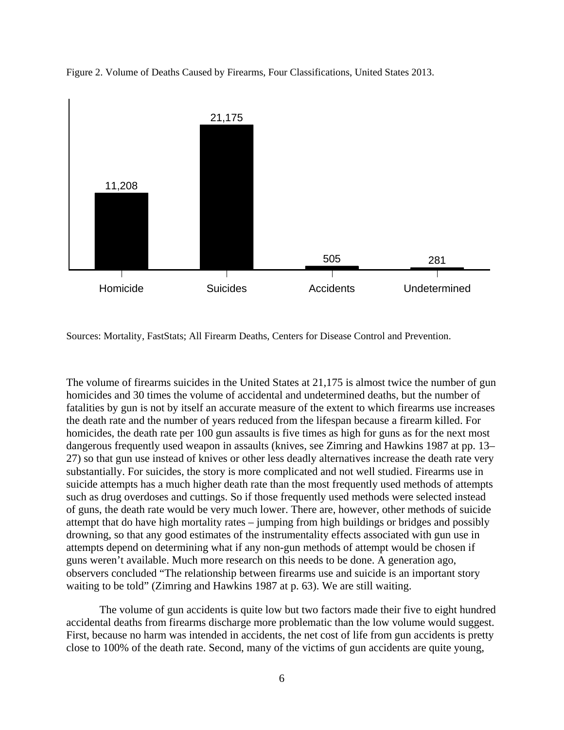Figure 2. Volume of Deaths Caused by Firearms, Four Classifications, United States 2013.

| Homicide | Suicides | Accidents | Undetermined |
| --- | --- | --- | --- |
| 11,208 | 21,175 | 505 | 281 |

Sources: Mortality, FastStats; All Firearm Deaths, Centers for Disease Control and Prevention.

The volume of firearms suicides in the United States at 21,175 is almost twice the number of gun homicides and 30 times the volume of accidental and undetermined deaths, but the number of fatalities by gun is not by itself an accurate measure of the extent to which firearms use increases the death rate and the number of years reduced from the lifespan because a firearm killed. For homicides, the death rate per 100 gun assaults is five times as high for guns as for the next most dangerous frequently used weapon in assaults (knives, see Zimring and Hawkins 1987 at pp. 13–27) so that gun use instead of knives or other less deadly alternatives increase the death rate very substantially. For suicides, the story is more complicated and not well studied. Firearms use in suicide attempts has a much higher death rate than the most frequently used methods of attempts such as drug overdoses and cuttings. So if those frequently used methods were selected instead of guns, the death rate would be very much lower. There are, however, other methods of suicide attempt that do have high mortality rates – jumping from high buildings or bridges and possibly drowning, so that any good estimates of the instrumentality effects associated with gun use in attempts depend on determining what if any non-gun methods of attempt would be chosen if guns weren't available. Much more research on this needs to be done. A generation ago, observers concluded "The relationship between firearms use and suicide is an important story waiting to be told" (Zimring and Hawkins 1987 at p. 63). We are still waiting.

The volume of gun accidents is quite low but two factors made their five to eight hundred accidental deaths from firearms discharge more problematic than the low volume would suggest. First, because no harm was intended in accidents, the net cost of life from gun accidents is pretty close to 100% of the death rate. Second, many of the victims of gun accidents are quite young,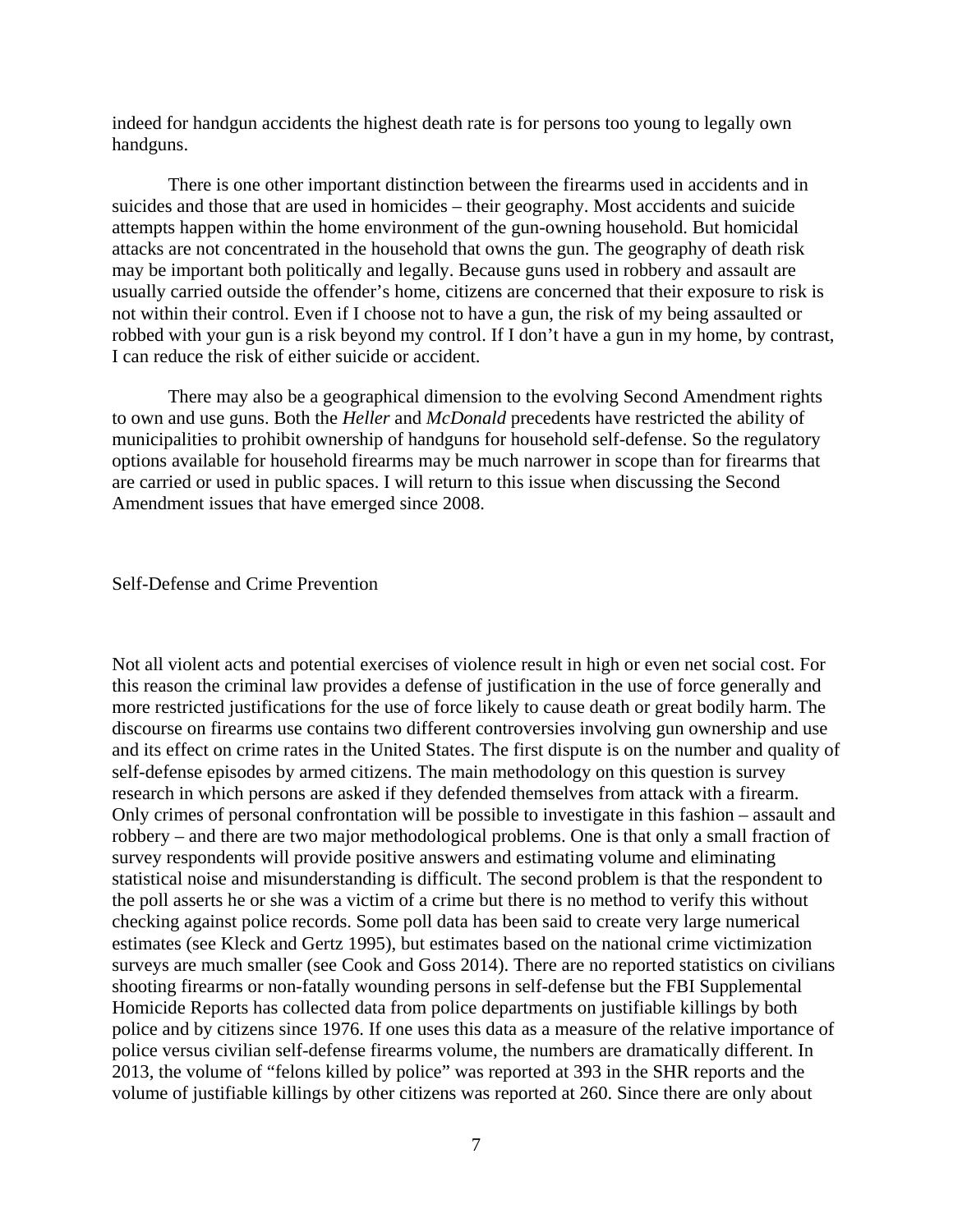indeed for handgun accidents the highest death rate is for persons too young to legally own handguns.

There is one other important distinction between the firearms used in accidents and in suicides and those that are used in homicides – their geography. Most accidents and suicide attempts happen within the home environment of the gun-owning household. But homicidal attacks are not concentrated in the household that owns the gun. The geography of death risk may be important both politically and legally. Because guns used in robbery and assault are usually carried outside the offender's home, citizens are concerned that their exposure to risk is not within their control. Even if I choose not to have a gun, the risk of my being assaulted or robbed with your gun is a risk beyond my control. If I don't have a gun in my home, by contrast, I can reduce the risk of either suicide or accident.

There may also be a geographical dimension to the evolving Second Amendment rights to own and use guns. Both the *Heller* and *McDonald* precedents have restricted the ability of municipalities to prohibit ownership of handguns for household self-defense. So the regulatory options available for household firearms may be much narrower in scope than for firearms that are carried or used in public spaces. I will return to this issue when discussing the Second Amendment issues that have emerged since 2008.

## Self-Defense and Crime Prevention

Not all violent acts and potential exercises of violence result in high or even net social cost. For this reason the criminal law provides a defense of justification in the use of force generally and more restricted justifications for the use of force likely to cause death or great bodily harm. The discourse on firearms use contains two different controversies involving gun ownership and use and its effect on crime rates in the United States. The first dispute is on the number and quality of self-defense episodes by armed citizens. The main methodology on this question is survey research in which persons are asked if they defended themselves from attack with a firearm. Only crimes of personal confrontation will be possible to investigate in this fashion – assault and robbery – and there are two major methodological problems. One is that only a small fraction of survey respondents will provide positive answers and estimating volume and eliminating statistical noise and misunderstanding is difficult. The second problem is that the respondent to the poll asserts he or she was a victim of a crime but there is no method to verify this without checking against police records. Some poll data has been said to create very large numerical estimates (see Kleck and Gertz 1995), but estimates based on the national crime victimization surveys are much smaller (see Cook and Goss 2014). There are no reported statistics on civilians shooting firearms or non-fatally wounding persons in self-defense but the FBI Supplemental Homicide Reports has collected data from police departments on justifiable killings by both police and by citizens since 1976. If one uses this data as a measure of the relative importance of police versus civilian self-defense firearms volume, the numbers are dramatically different. In 2013, the volume of "felons killed by police" was reported at 393 in the SHR reports and the volume of justifiable killings by other citizens was reported at 260. Since there are only about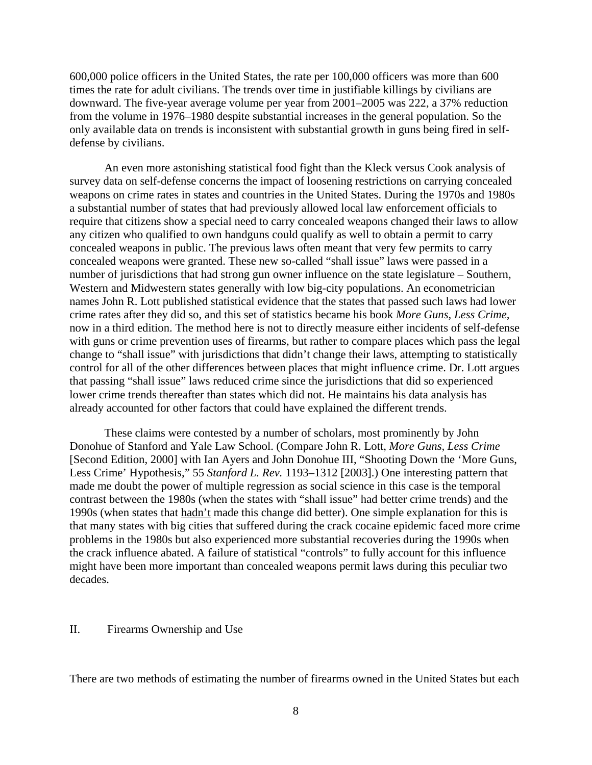600,000 police officers in the United States, the rate per 100,000 officers was more than 600 times the rate for adult civilians. The trends over time in justifiable killings by civilians are downward. The five-year average volume per year from 2001–2005 was 222, a 37% reduction from the volume in 1976–1980 despite substantial increases in the general population. So the only available data on trends is inconsistent with substantial growth in guns being fired in self-defense by civilians.

An even more astonishing statistical food fight than the Kleck versus Cook analysis of survey data on self-defense concerns the impact of loosening restrictions on carrying concealed weapons on crime rates in states and countries in the United States. During the 1970s and 1980s a substantial number of states that had previously allowed local law enforcement officials to require that citizens show a special need to carry concealed weapons changed their laws to allow any citizen who qualified to own handguns could qualify as well to obtain a permit to carry concealed weapons in public. The previous laws often meant that very few permits to carry concealed weapons were granted. These new so-called "shall issue" laws were passed in a number of jurisdictions that had strong gun owner influence on the state legislature – Southern, Western and Midwestern states generally with low big-city populations. An econometrician names John R. Lott published statistical evidence that the states that passed such laws had lower crime rates after they did so, and this set of statistics became his book *More Guns, Less Crime*, now in a third edition. The method here is not to directly measure either incidents of self-defense with guns or crime prevention uses of firearms, but rather to compare places which pass the legal change to "shall issue" with jurisdictions that didn't change their laws, attempting to statistically control for all of the other differences between places that might influence crime. Dr. Lott argues that passing "shall issue" laws reduced crime since the jurisdictions that did so experienced lower crime trends thereafter than states which did not. He maintains his data analysis has already accounted for other factors that could have explained the different trends.

These claims were contested by a number of scholars, most prominently by John Donohue of Stanford and Yale Law School. (Compare John R. Lott, *More Guns, Less Crime* [Second Edition, 2000] with Ian Ayers and John Donohue III, "Shooting Down the 'More Guns, Less Crime' Hypothesis," 55 *Stanford L. Rev.* 1193–1312 [2003].) One interesting pattern that made me doubt the power of multiple regression as social science in this case is the temporal contrast between the 1980s (when the states with "shall issue" had better crime trends) and the 1990s (when states that <u>hadn't</u> made this change did better). One simple explanation for this is that many states with big cities that suffered during the crack cocaine epidemic faced more crime problems in the 1980s but also experienced more substantial recoveries during the 1990s when the crack influence abated. A failure of statistical "controls" to fully account for this influence might have been more important than concealed weapons permit laws during this peculiar two decades.

## II. Firearms Ownership and Use

There are two methods of estimating the number of firearms owned in the United States but each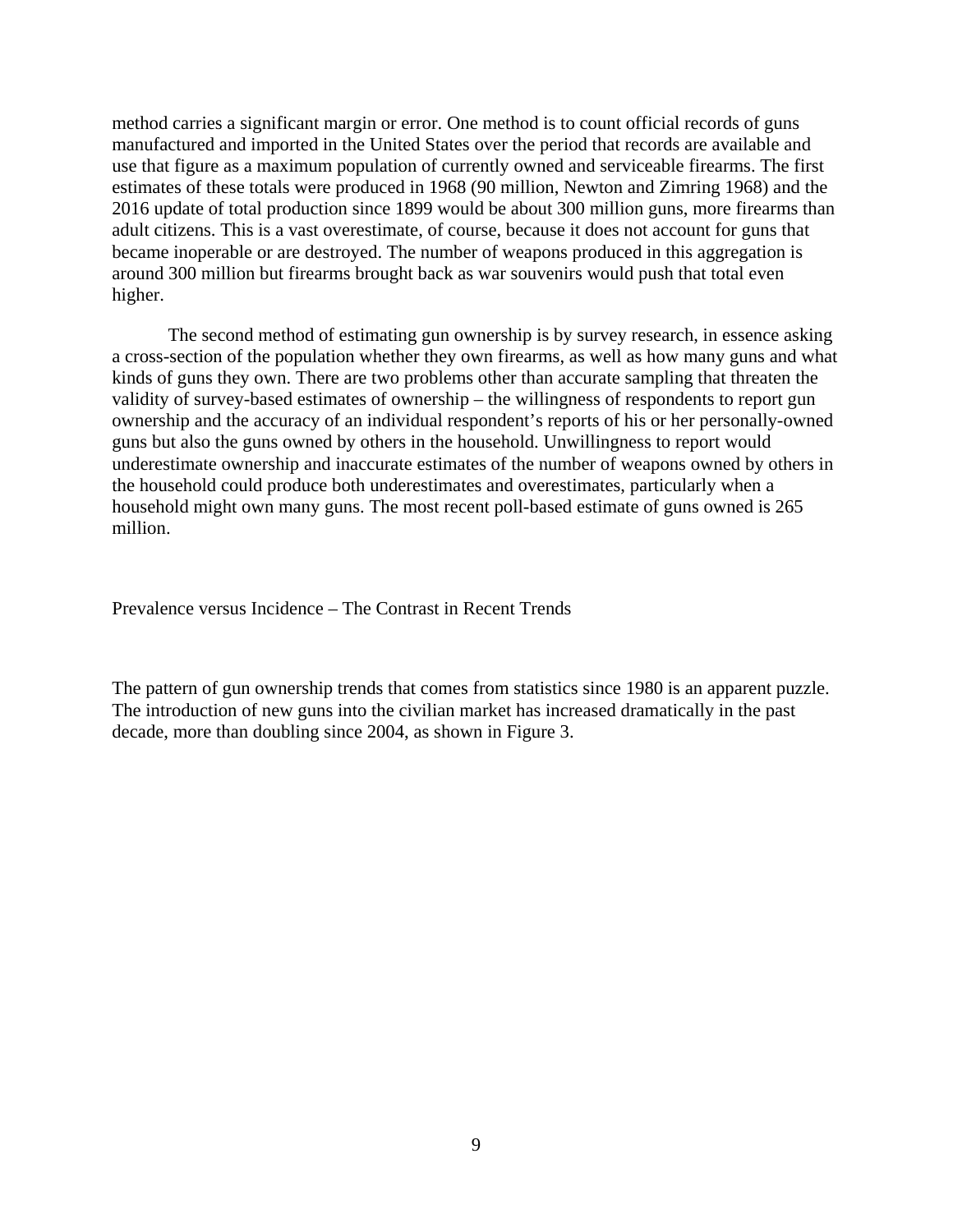method carries a significant margin or error. One method is to count official records of guns manufactured and imported in the United States over the period that records are available and use that figure as a maximum population of currently owned and serviceable firearms. The first estimates of these totals were produced in 1968 (90 million, Newton and Zimring 1968) and the 2016 update of total production since 1899 would be about 300 million guns, more firearms than adult citizens. This is a vast overestimate, of course, because it does not account for guns that became inoperable or are destroyed. The number of weapons produced in this aggregation is around 300 million but firearms brought back as war souvenirs would push that total even higher.

The second method of estimating gun ownership is by survey research, in essence asking a cross-section of the population whether they own firearms, as well as how many guns and what kinds of guns they own. There are two problems other than accurate sampling that threaten the validity of survey-based estimates of ownership – the willingness of respondents to report gun ownership and the accuracy of an individual respondent's reports of his or her personally-owned guns but also the guns owned by others in the household. Unwillingness to report would underestimate ownership and inaccurate estimates of the number of weapons owned by others in the household could produce both underestimates and overestimates, particularly when a household might own many guns. The most recent poll-based estimate of guns owned is 265 million.

## Prevalence versus Incidence – The Contrast in Recent Trends

The pattern of gun ownership trends that comes from statistics since 1980 is an apparent puzzle. The introduction of new guns into the civilian market has increased dramatically in the past decade, more than doubling since 2004, as shown in Figure 3.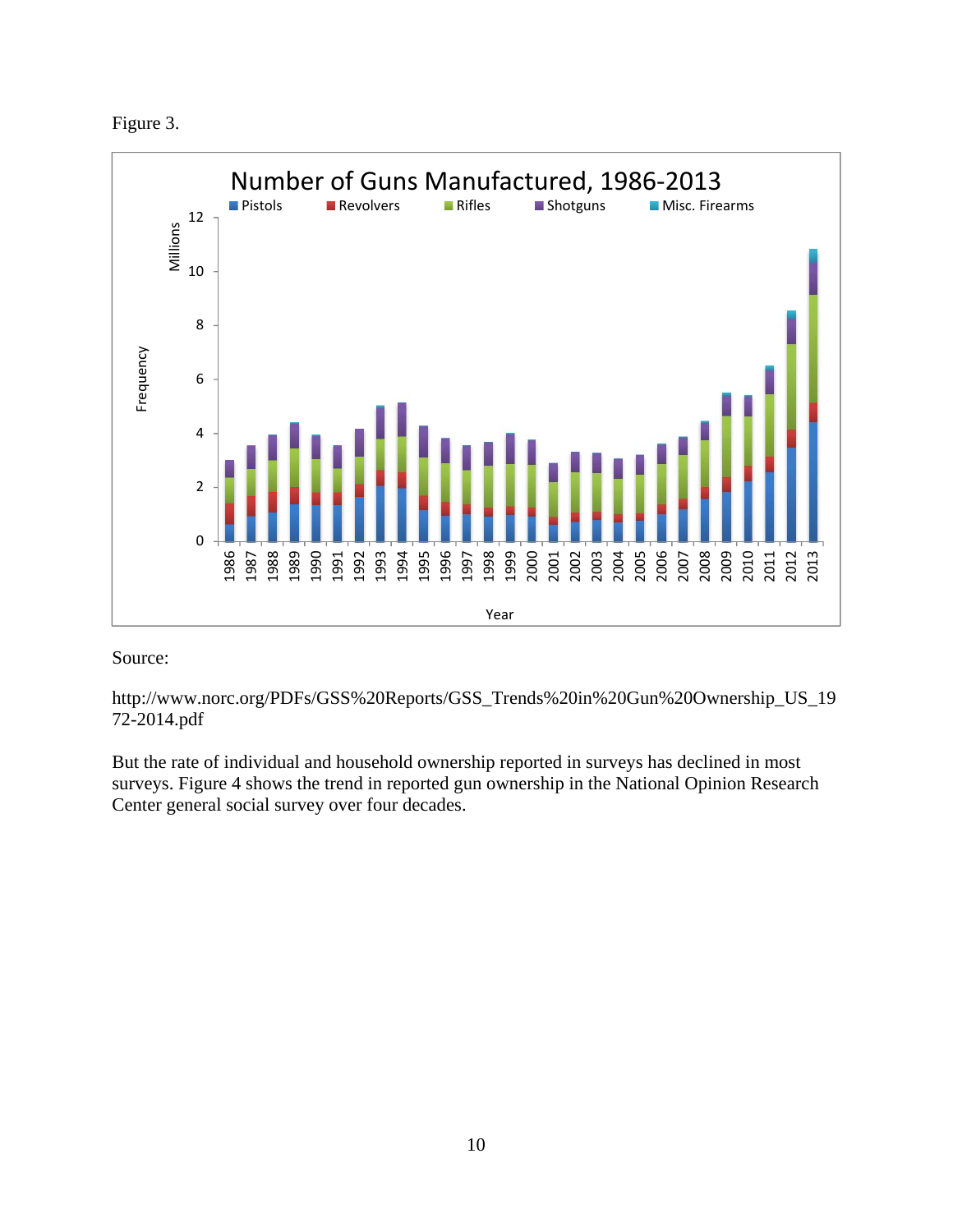Figure 3.

Source:

http://www.norc.org/PDFs/GSS%20Reports/GSS_Trends%20in%20Gun%20Ownership_US_1972-2014.pdf

But the rate of individual and household ownership reported in surveys has declined in most surveys. Figure 4 shows the trend in reported gun ownership in the National Opinion Research Center general social survey over four decades.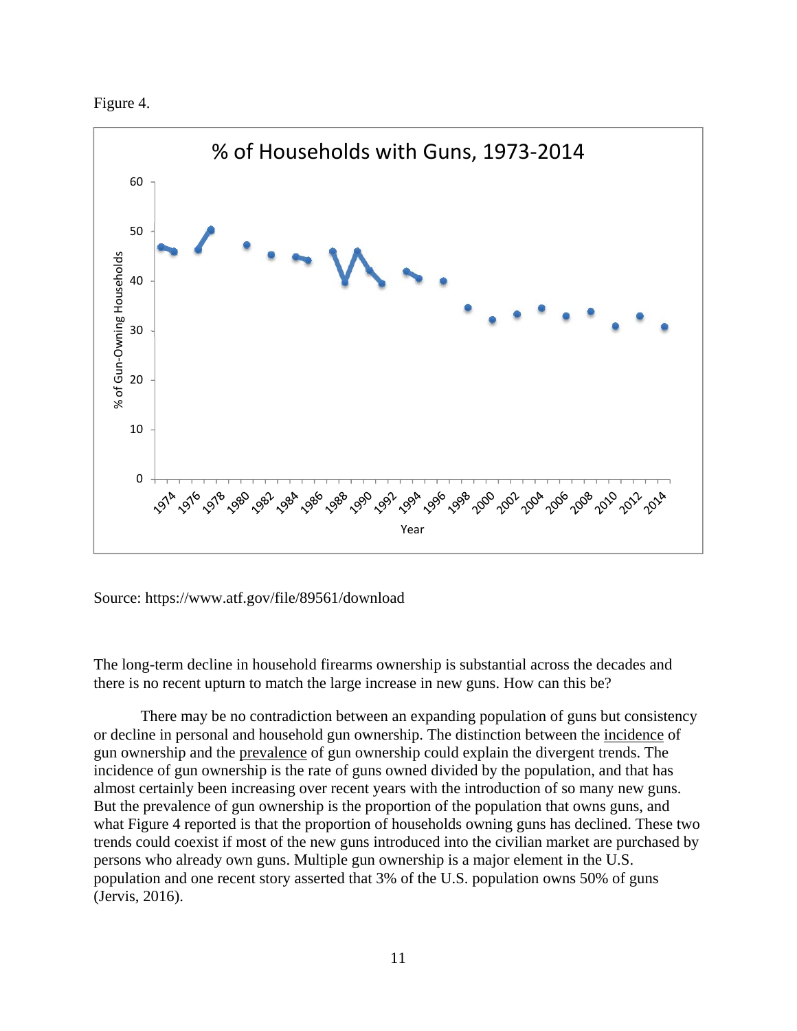Figure 4.

Source: https://www.atf.gov/file/89561/download

The long-term decline in household firearms ownership is substantial across the decades and there is no recent upturn to match the large increase in new guns. How can this be?

There may be no contradiction between an expanding population of guns but consistency or decline in personal and household gun ownership. The distinction between the <u>incidence</u> of gun ownership and the <u>prevalence</u> of gun ownership could explain the divergent trends. The incidence of gun ownership is the rate of guns owned divided by the population, and that has almost certainly been increasing over recent years with the introduction of so many new guns. But the prevalence of gun ownership is the proportion of the population that owns guns, and what Figure 4 reported is that the proportion of households owning guns has declined. These two trends could coexist if most of the new guns introduced into the civilian market are purchased by persons who already own guns. Multiple gun ownership is a major element in the U.S. population and one recent story asserted that 3% of the U.S. population owns 50% of guns (Jervis, 2016).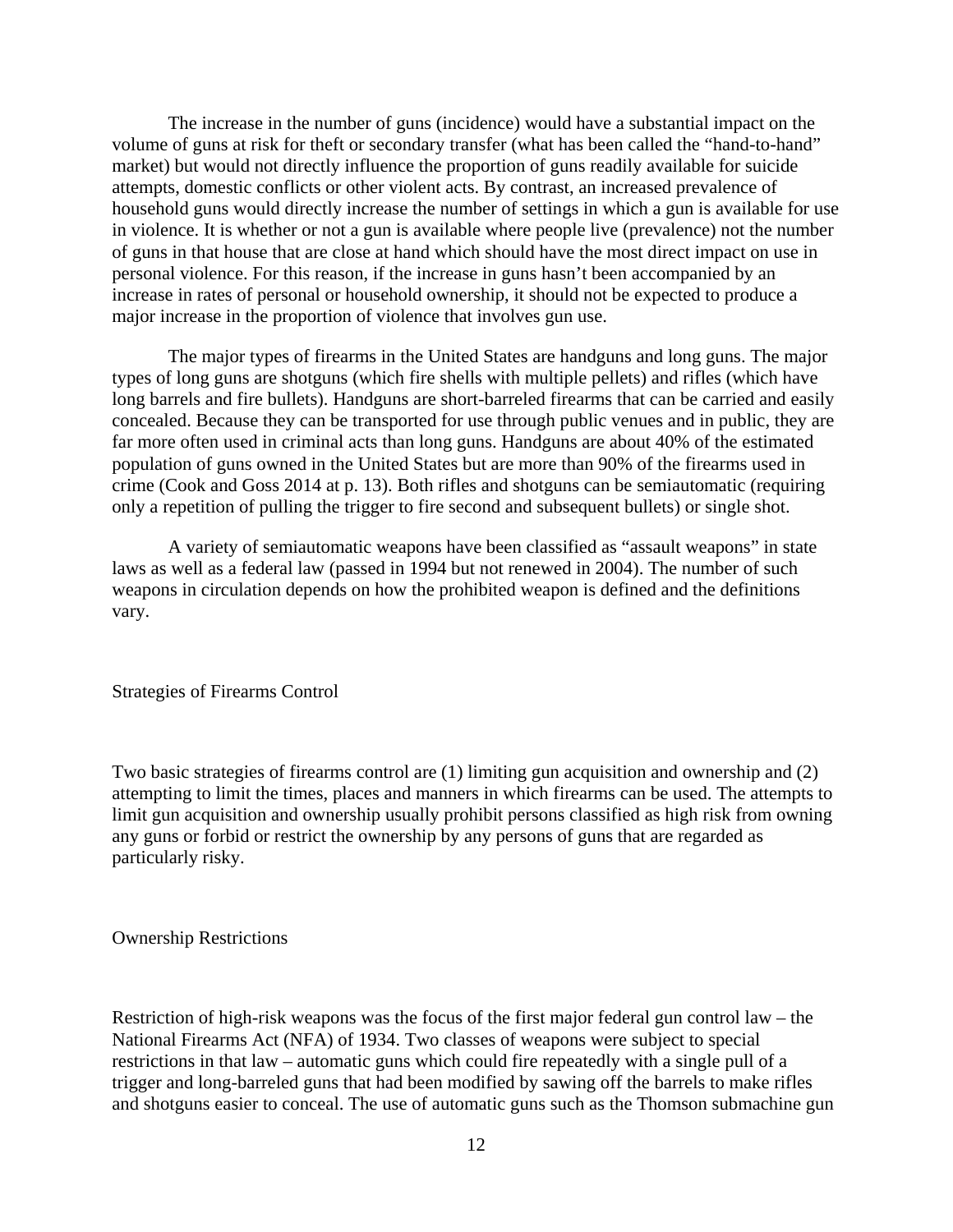The increase in the number of guns (incidence) would have a substantial impact on the volume of guns at risk for theft or secondary transfer (what has been called the "hand-to-hand" market) but would not directly influence the proportion of guns readily available for suicide attempts, domestic conflicts or other violent acts. By contrast, an increased prevalence of household guns would directly increase the number of settings in which a gun is available for use in violence. It is whether or not a gun is available where people live (prevalence) not the number of guns in that house that are close at hand which should have the most direct impact on use in personal violence. For this reason, if the increase in guns hasn't been accompanied by an increase in rates of personal or household ownership, it should not be expected to produce a major increase in the proportion of violence that involves gun use.

The major types of firearms in the United States are handguns and long guns. The major types of long guns are shotguns (which fire shells with multiple pellets) and rifles (which have long barrels and fire bullets). Handguns are short-barreled firearms that can be carried and easily concealed. Because they can be transported for use through public venues and in public, they are far more often used in criminal acts than long guns. Handguns are about 40% of the estimated population of guns owned in the United States but are more than 90% of the firearms used in crime (Cook and Goss 2014 at p. 13). Both rifles and shotguns can be semiautomatic (requiring only a repetition of pulling the trigger to fire second and subsequent bullets) or single shot.

A variety of semiautomatic weapons have been classified as "assault weapons" in state laws as well as a federal law (passed in 1994 but not renewed in 2004). The number of such weapons in circulation depends on how the prohibited weapon is defined and the definitions vary.

## Strategies of Firearms Control

Two basic strategies of firearms control are (1) limiting gun acquisition and ownership and (2) attempting to limit the times, places and manners in which firearms can be used. The attempts to limit gun acquisition and ownership usually prohibit persons classified as high risk from owning any guns or forbid or restrict the ownership by any persons of guns that are regarded as particularly risky.

## Ownership Restrictions

Restriction of high-risk weapons was the focus of the first major federal gun control law – the National Firearms Act (NFA) of 1934. Two classes of weapons were subject to special restrictions in that law – automatic guns which could fire repeatedly with a single pull of a trigger and long-barreled guns that had been modified by sawing off the barrels to make rifles and shotguns easier to conceal. The use of automatic guns such as the Thomson submachine gun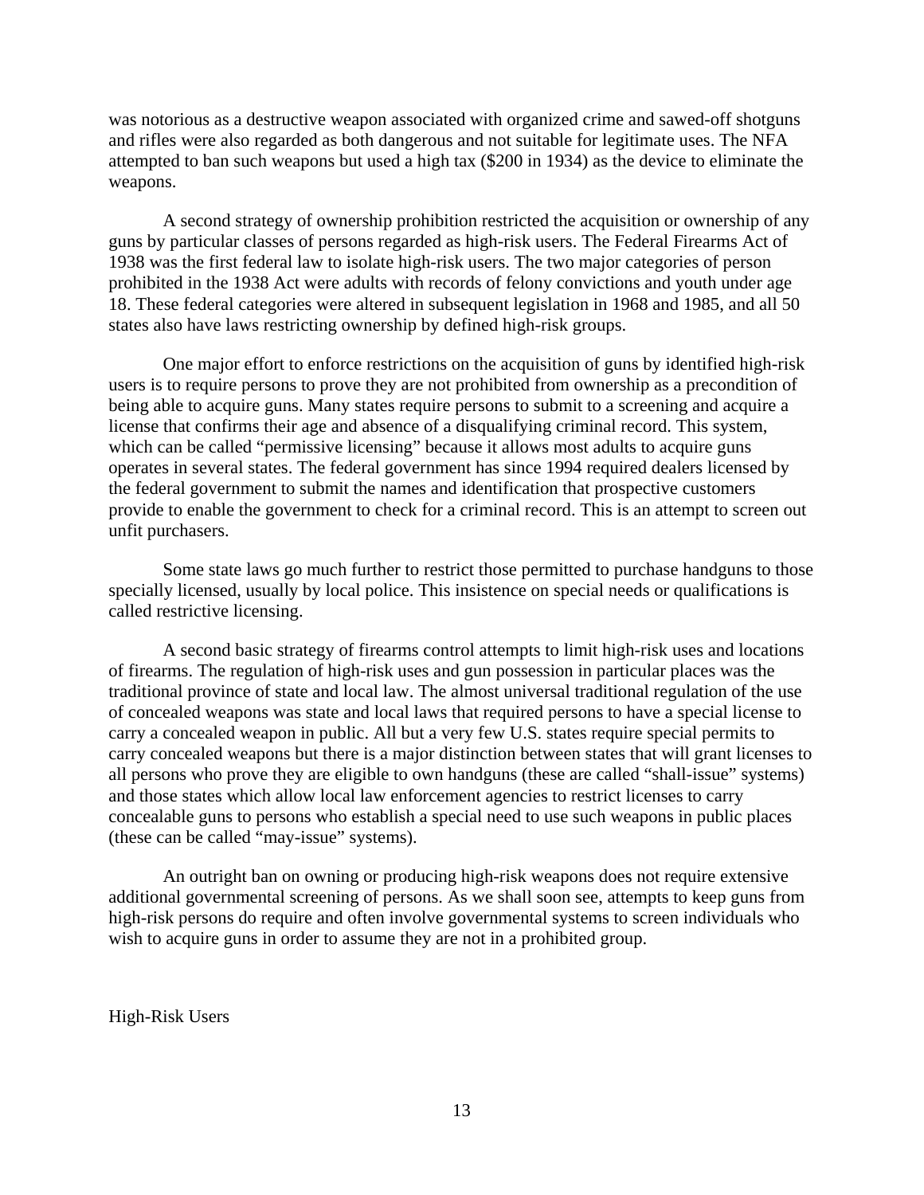was notorious as a destructive weapon associated with organized crime and sawed-off shotguns and rifles were also regarded as both dangerous and not suitable for legitimate uses. The NFA attempted to ban such weapons but used a high tax ($200 in 1934) as the device to eliminate the weapons.

A second strategy of ownership prohibition restricted the acquisition or ownership of any guns by particular classes of persons regarded as high-risk users. The Federal Firearms Act of 1938 was the first federal law to isolate high-risk users. The two major categories of person prohibited in the 1938 Act were adults with records of felony convictions and youth under age 18. These federal categories were altered in subsequent legislation in 1968 and 1985, and all 50 states also have laws restricting ownership by defined high-risk groups.

One major effort to enforce restrictions on the acquisition of guns by identified high-risk users is to require persons to prove they are not prohibited from ownership as a precondition of being able to acquire guns. Many states require persons to submit to a screening and acquire a license that confirms their age and absence of a disqualifying criminal record. This system, which can be called "permissive licensing" because it allows most adults to acquire guns operates in several states. The federal government has since 1994 required dealers licensed by the federal government to submit the names and identification that prospective customers provide to enable the government to check for a criminal record. This is an attempt to screen out unfit purchasers.

Some state laws go much further to restrict those permitted to purchase handguns to those specially licensed, usually by local police. This insistence on special needs or qualifications is called restrictive licensing.

A second basic strategy of firearms control attempts to limit high-risk uses and locations of firearms. The regulation of high-risk uses and gun possession in particular places was the traditional province of state and local law. The almost universal traditional regulation of the use of concealed weapons was state and local laws that required persons to have a special license to carry a concealed weapon in public. All but a very few U.S. states require special permits to carry concealed weapons but there is a major distinction between states that will grant licenses to all persons who prove they are eligible to own handguns (these are called "shall-issue" systems) and those states which allow local law enforcement agencies to restrict licenses to carry concealable guns to persons who establish a special need to use such weapons in public places (these can be called "may-issue" systems).

An outright ban on owning or producing high-risk weapons does not require extensive additional governmental screening of persons. As we shall soon see, attempts to keep guns from high-risk persons do require and often involve governmental systems to screen individuals who wish to acquire guns in order to assume they are not in a prohibited group.

## High-Risk Users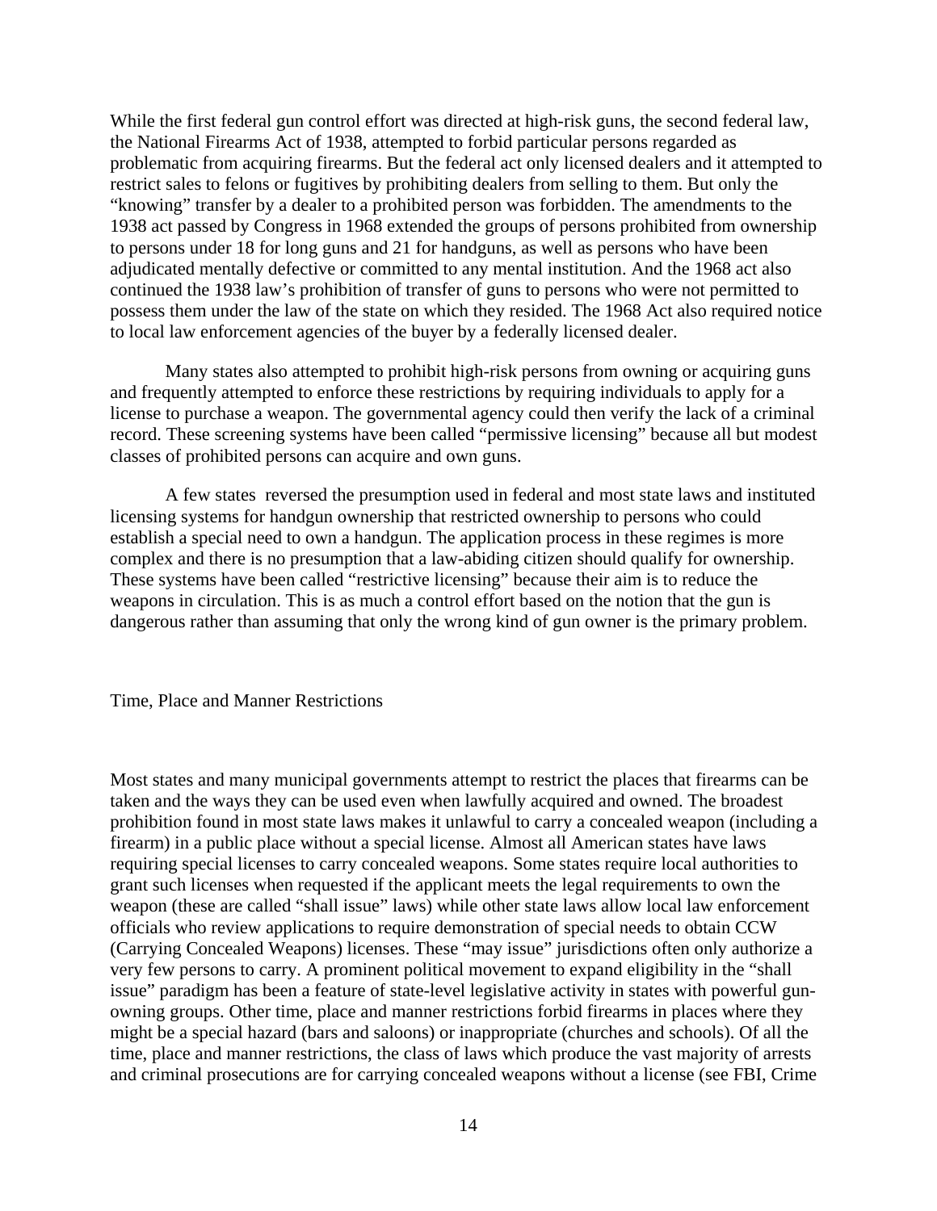While the first federal gun control effort was directed at high-risk guns, the second federal law, the National Firearms Act of 1938, attempted to forbid particular persons regarded as problematic from acquiring firearms. But the federal act only licensed dealers and it attempted to restrict sales to felons or fugitives by prohibiting dealers from selling to them. But only the "knowing" transfer by a dealer to a prohibited person was forbidden. The amendments to the 1938 act passed by Congress in 1968 extended the groups of persons prohibited from ownership to persons under 18 for long guns and 21 for handguns, as well as persons who have been adjudicated mentally defective or committed to any mental institution. And the 1968 act also continued the 1938 law's prohibition of transfer of guns to persons who were not permitted to possess them under the law of the state on which they resided. The 1968 Act also required notice to local law enforcement agencies of the buyer by a federally licensed dealer.

Many states also attempted to prohibit high-risk persons from owning or acquiring guns and frequently attempted to enforce these restrictions by requiring individuals to apply for a license to purchase a weapon. The governmental agency could then verify the lack of a criminal record. These screening systems have been called "permissive licensing" because all but modest classes of prohibited persons can acquire and own guns.

A few states reversed the presumption used in federal and most state laws and instituted licensing systems for handgun ownership that restricted ownership to persons who could establish a special need to own a handgun. The application process in these regimes is more complex and there is no presumption that a law-abiding citizen should qualify for ownership. These systems have been called "restrictive licensing" because their aim is to reduce the weapons in circulation. This is as much a control effort based on the notion that the gun is dangerous rather than assuming that only the wrong kind of gun owner is the primary problem.

## Time, Place and Manner Restrictions

Most states and many municipal governments attempt to restrict the places that firearms can be taken and the ways they can be used even when lawfully acquired and owned. The broadest prohibition found in most state laws makes it unlawful to carry a concealed weapon (including a firearm) in a public place without a special license. Almost all American states have laws requiring special licenses to carry concealed weapons. Some states require local authorities to grant such licenses when requested if the applicant meets the legal requirements to own the weapon (these are called "shall issue" laws) while other state laws allow local law enforcement officials who review applications to require demonstration of special needs to obtain CCW (Carrying Concealed Weapons) licenses. These "may issue" jurisdictions often only authorize a very few persons to carry. A prominent political movement to expand eligibility in the "shall issue" paradigm has been a feature of state-level legislative activity in states with powerful gun-owning groups. Other time, place and manner restrictions forbid firearms in places where they might be a special hazard (bars and saloons) or inappropriate (churches and schools). Of all the time, place and manner restrictions, the class of laws which produce the vast majority of arrests and criminal prosecutions are for carrying concealed weapons without a license (see FBI, Crime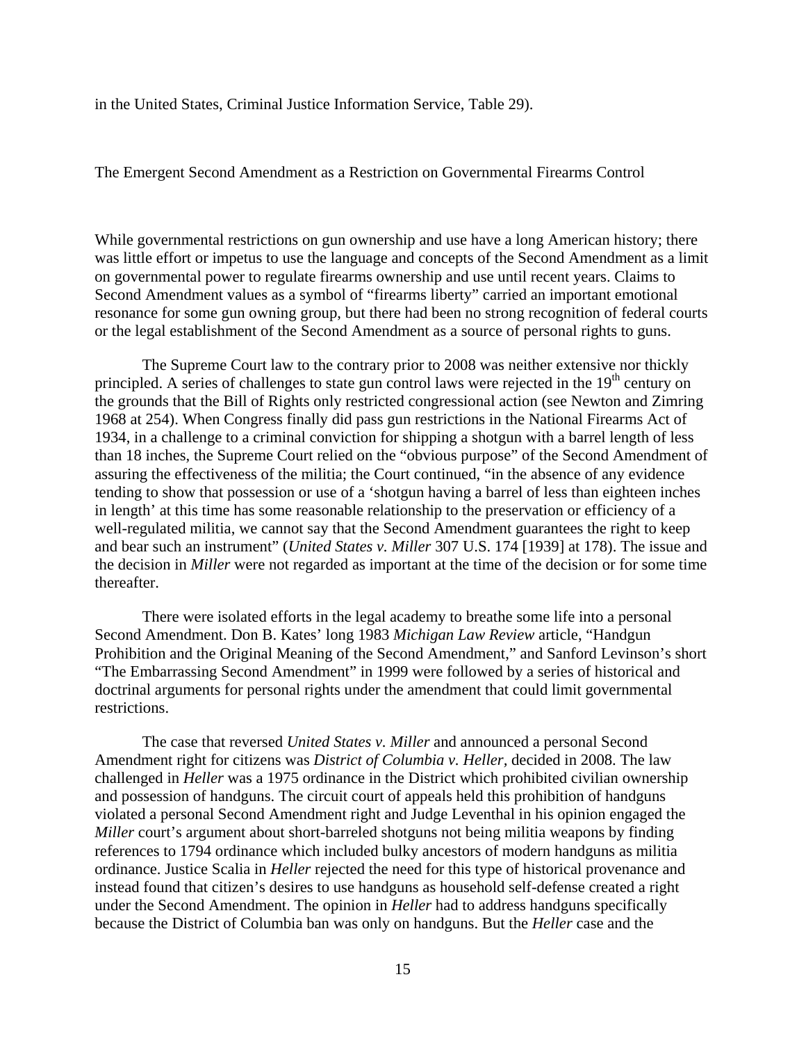in the United States, Criminal Justice Information Service, Table 29).

## The Emergent Second Amendment as a Restriction on Governmental Firearms Control

While governmental restrictions on gun ownership and use have a long American history; there was little effort or impetus to use the language and concepts of the Second Amendment as a limit on governmental power to regulate firearms ownership and use until recent years. Claims to Second Amendment values as a symbol of "firearms liberty" carried an important emotional resonance for some gun owning group, but there had been no strong recognition of federal courts or the legal establishment of the Second Amendment as a source of personal rights to guns.

The Supreme Court law to the contrary prior to 2008 was neither extensive nor thickly principled. A series of challenges to state gun control laws were rejected in the 19th century on the grounds that the Bill of Rights only restricted congressional action (see Newton and Zimring 1968 at 254). When Congress finally did pass gun restrictions in the National Firearms Act of 1934, in a challenge to a criminal conviction for shipping a shotgun with a barrel length of less than 18 inches, the Supreme Court relied on the "obvious purpose" of the Second Amendment of assuring the effectiveness of the militia; the Court continued, "in the absence of any evidence tending to show that possession or use of a 'shotgun having a barrel of less than eighteen inches in length' at this time has some reasonable relationship to the preservation or efficiency of a well-regulated militia, we cannot say that the Second Amendment guarantees the right to keep and bear such an instrument" (*United States v. Miller* 307 U.S. 174 [1939] at 178). The issue and the decision in *Miller* were not regarded as important at the time of the decision or for some time thereafter.

There were isolated efforts in the legal academy to breathe some life into a personal Second Amendment. Don B. Kates' long 1983 *Michigan Law Review* article, "Handgun Prohibition and the Original Meaning of the Second Amendment," and Sanford Levinson's short "The Embarrassing Second Amendment" in 1999 were followed by a series of historical and doctrinal arguments for personal rights under the amendment that could limit governmental restrictions.

The case that reversed *United States v. Miller* and announced a personal Second Amendment right for citizens was *District of Columbia v. Heller*, decided in 2008. The law challenged in *Heller* was a 1975 ordinance in the District which prohibited civilian ownership and possession of handguns. The circuit court of appeals held this prohibition of handguns violated a personal Second Amendment right and Judge Leventhal in his opinion engaged the *Miller* court's argument about short-barreled shotguns not being militia weapons by finding references to 1794 ordinance which included bulky ancestors of modern handguns as militia ordinance. Justice Scalia in *Heller* rejected the need for this type of historical provenance and instead found that citizen's desires to use handguns as household self-defense created a right under the Second Amendment. The opinion in *Heller* had to address handguns specifically because the District of Columbia ban was only on handguns. But the *Heller* case and the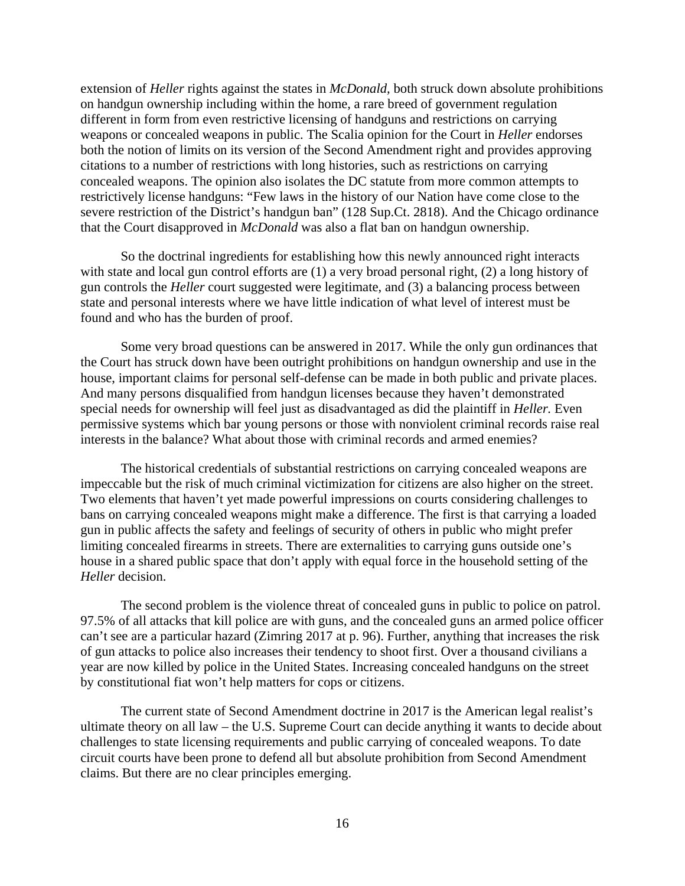extension of *Heller* rights against the states in *McDonald*, both struck down absolute prohibitions on handgun ownership including within the home, a rare breed of government regulation different in form from even restrictive licensing of handguns and restrictions on carrying weapons or concealed weapons in public. The Scalia opinion for the Court in *Heller* endorses both the notion of limits on its version of the Second Amendment right and provides approving citations to a number of restrictions with long histories, such as restrictions on carrying concealed weapons. The opinion also isolates the DC statute from more common attempts to restrictively license handguns: "Few laws in the history of our Nation have come close to the severe restriction of the District's handgun ban" (128 Sup.Ct. 2818). And the Chicago ordinance that the Court disapproved in *McDonald* was also a flat ban on handgun ownership.

So the doctrinal ingredients for establishing how this newly announced right interacts with state and local gun control efforts are (1) a very broad personal right, (2) a long history of gun controls the *Heller* court suggested were legitimate, and (3) a balancing process between state and personal interests where we have little indication of what level of interest must be found and who has the burden of proof.

Some very broad questions can be answered in 2017. While the only gun ordinances that the Court has struck down have been outright prohibitions on handgun ownership and use in the house, important claims for personal self-defense can be made in both public and private places. And many persons disqualified from handgun licenses because they haven't demonstrated special needs for ownership will feel just as disadvantaged as did the plaintiff in *Heller.* Even permissive systems which bar young persons or those with nonviolent criminal records raise real interests in the balance? What about those with criminal records and armed enemies?

The historical credentials of substantial restrictions on carrying concealed weapons are impeccable but the risk of much criminal victimization for citizens are also higher on the street. Two elements that haven't yet made powerful impressions on courts considering challenges to bans on carrying concealed weapons might make a difference. The first is that carrying a loaded gun in public affects the safety and feelings of security of others in public who might prefer limiting concealed firearms in streets. There are externalities to carrying guns outside one's house in a shared public space that don't apply with equal force in the household setting of the *Heller* decision.

The second problem is the violence threat of concealed guns in public to police on patrol. 97.5% of all attacks that kill police are with guns, and the concealed guns an armed police officer can't see are a particular hazard (Zimring 2017 at p. 96). Further, anything that increases the risk of gun attacks to police also increases their tendency to shoot first. Over a thousand civilians a year are now killed by police in the United States. Increasing concealed handguns on the street by constitutional fiat won't help matters for cops or citizens.

The current state of Second Amendment doctrine in 2017 is the American legal realist's ultimate theory on all law – the U.S. Supreme Court can decide anything it wants to decide about challenges to state licensing requirements and public carrying of concealed weapons. To date circuit courts have been prone to defend all but absolute prohibition from Second Amendment claims. But there are no clear principles emerging.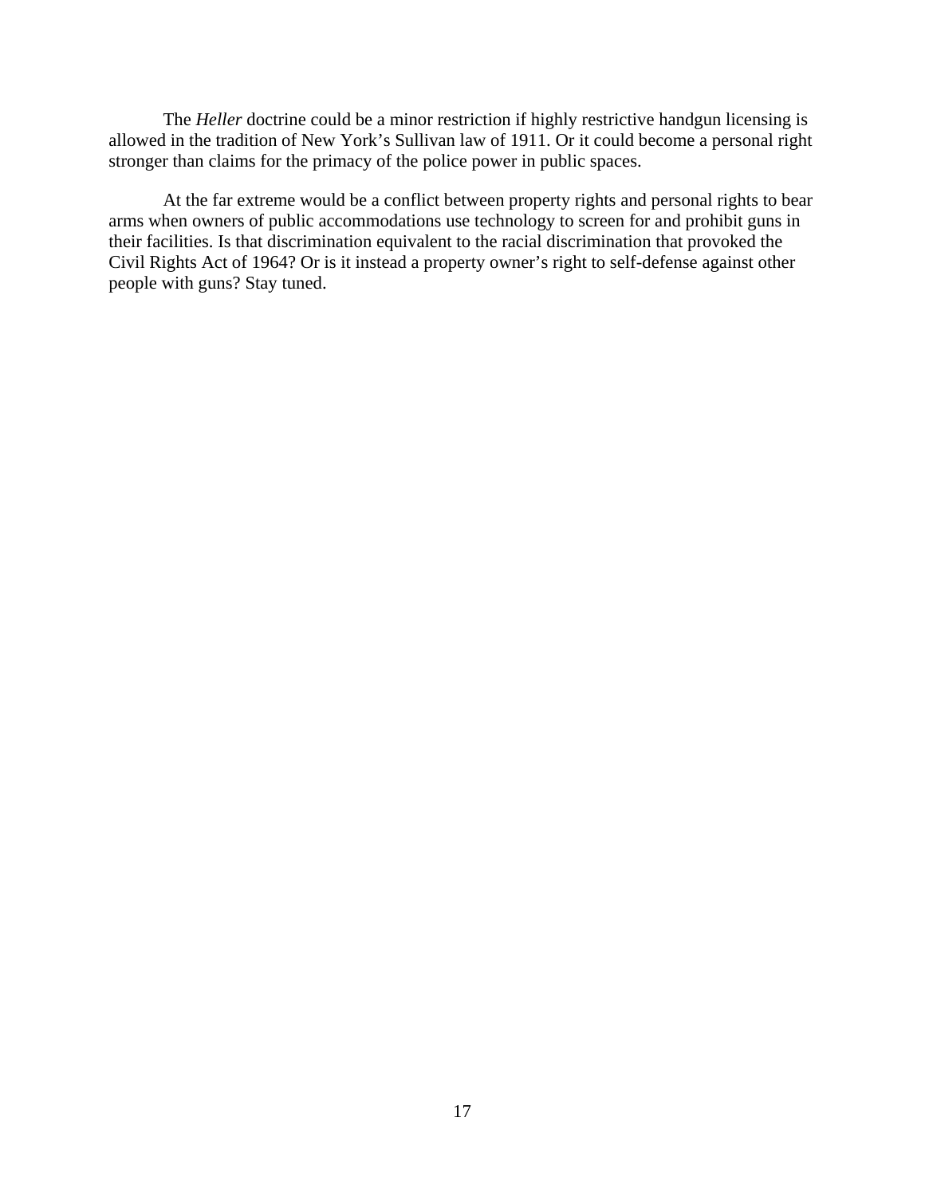The *Heller* doctrine could be a minor restriction if highly restrictive handgun licensing is allowed in the tradition of New York's Sullivan law of 1911. Or it could become a personal right stronger than claims for the primacy of the police power in public spaces.

At the far extreme would be a conflict between property rights and personal rights to bear arms when owners of public accommodations use technology to screen for and prohibit guns in their facilities. Is that discrimination equivalent to the racial discrimination that provoked the Civil Rights Act of 1964? Or is it instead a property owner's right to self-defense against other people with guns? Stay tuned.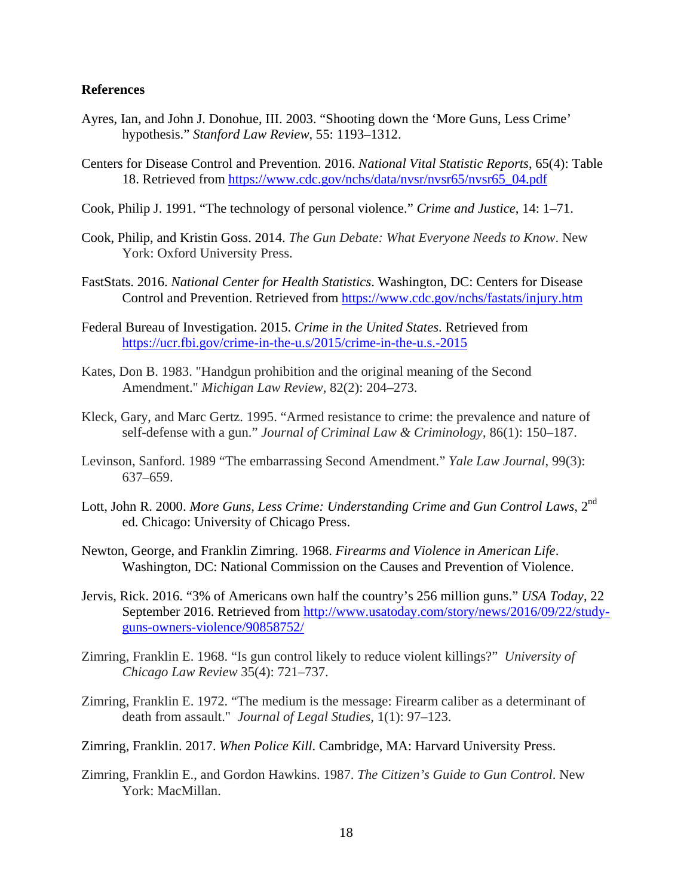**References**

Ayres, Ian, and John J. Donohue, III. 2003. "Shooting down the 'More Guns, Less Crime' hypothesis." *Stanford Law Review*, 55: 1193–1312.

Centers for Disease Control and Prevention. 2016. *National Vital Statistic Reports*, 65(4): Table 18. Retrieved from https://www.cdc.gov/nchs/data/nvsr/nvsr65/nvsr65_04.pdf

Cook, Philip J. 1991. "The technology of personal violence." *Crime and Justice*, 14: 1–71.

Cook, Philip, and Kristin Goss. 2014. *The Gun Debate: What Everyone Needs to Know*. New York: Oxford University Press.

FastStats. 2016. *National Center for Health Statistics*. Washington, DC: Centers for Disease Control and Prevention. Retrieved from https://www.cdc.gov/nchs/fastats/injury.htm

Federal Bureau of Investigation. 2015. *Crime in the United States*. Retrieved from https://ucr.fbi.gov/crime-in-the-u.s/2015/crime-in-the-u.s.-2015

Kates, Don B. 1983. "Handgun prohibition and the original meaning of the Second Amendment." *Michigan Law Review*, 82(2): 204–273.

Kleck, Gary, and Marc Gertz. 1995. "Armed resistance to crime: the prevalence and nature of self-defense with a gun." *Journal of Criminal Law & Criminology*, 86(1): 150–187.

Levinson, Sanford. 1989 "The embarrassing Second Amendment." *Yale Law Journal*, 99(3): 637–659.

Lott, John R. 2000. *More Guns, Less Crime: Understanding Crime and Gun Control Laws*, 2nd ed. Chicago: University of Chicago Press.

Newton, George, and Franklin Zimring. 1968. *Firearms and Violence in American Life*. Washington, DC: National Commission on the Causes and Prevention of Violence.

Jervis, Rick. 2016. "3% of Americans own half the country's 256 million guns." *USA Today*, 22 September 2016. Retrieved from http://www.usatoday.com/story/news/2016/09/22/study-guns-owners-violence/90858752/

Zimring, Franklin E. 1968. "Is gun control likely to reduce violent killings?" *University of Chicago Law Review* 35(4): 721–737.

Zimring, Franklin E. 1972. "The medium is the message: Firearm caliber as a determinant of death from assault." *Journal of Legal Studies*, 1(1): 97–123.

Zimring, Franklin. 2017. *When Police Kill*. Cambridge, MA: Harvard University Press.

Zimring, Franklin E., and Gordon Hawkins. 1987. *The Citizen's Guide to Gun Control*. New York: MacMillan.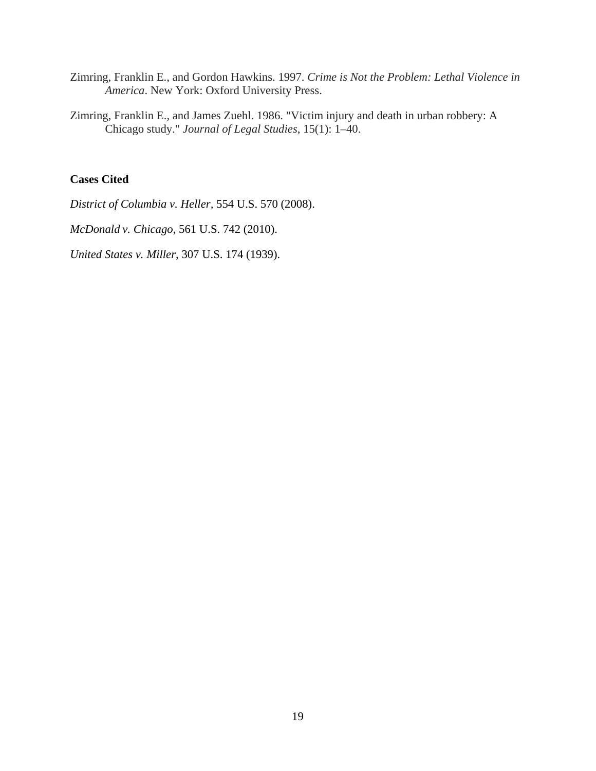Zimring, Franklin E., and Gordon Hawkins. 1997. *Crime is Not the Problem: Lethal Violence in America*. New York: Oxford University Press.

Zimring, Franklin E., and James Zuehl. 1986. "Victim injury and death in urban robbery: A Chicago study." *Journal of Legal Studies*, 15(1): 1–40.

**Cases Cited**

*District of Columbia v. Heller*, 554 U.S. 570 (2008).

*McDonald v. Chicago*, 561 U.S. 742 (2010).

*United States v. Miller*, 307 U.S. 174 (1939).